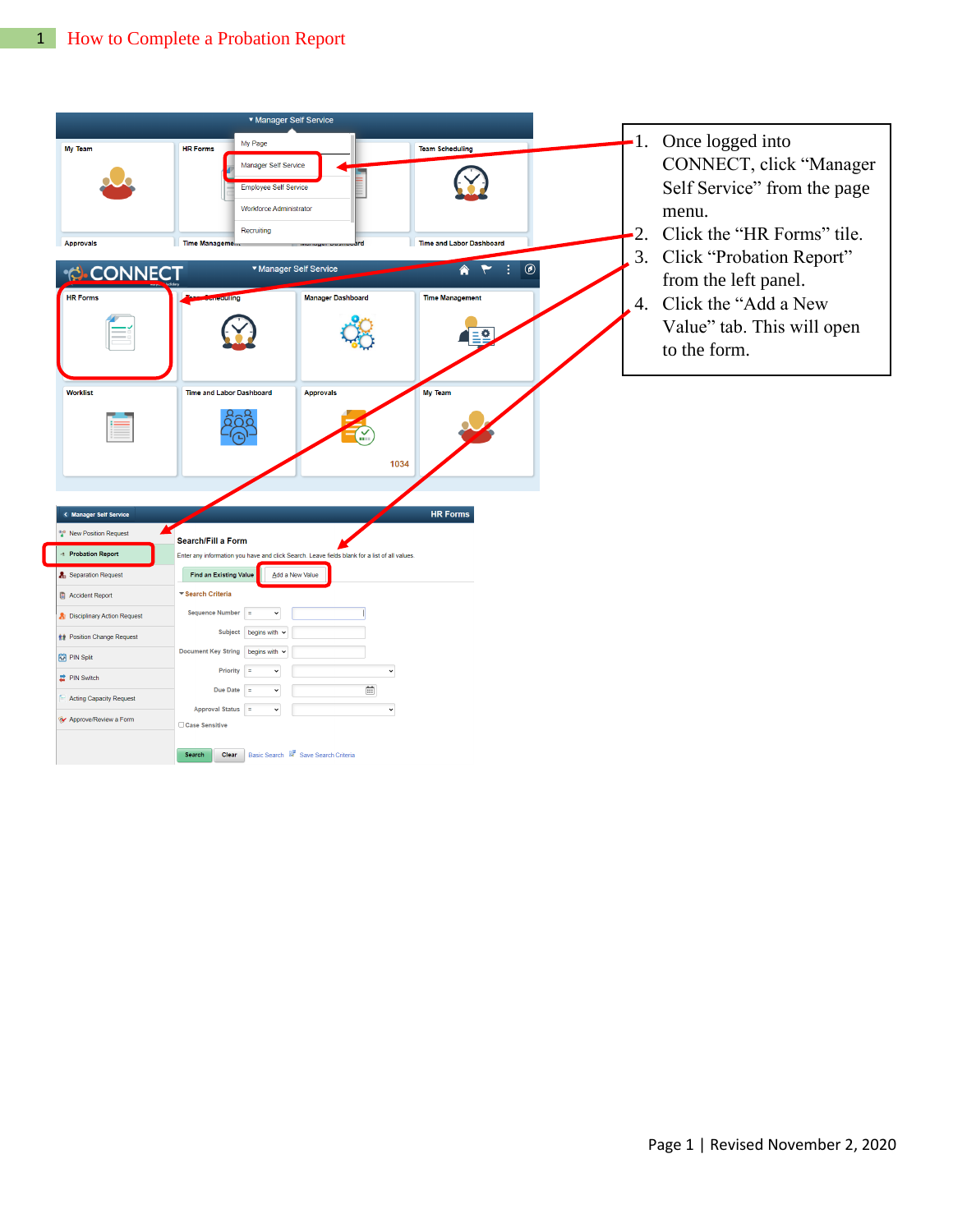# 1 How to Complete a Probation Report

1. Once logged into CONNECT, click "Manager Self Service" from the page menu.
2. Click the "HR Forms" tile.
3. Click "Probation Report" from the left panel.
4. Click the "Add a New Value" tab. This will open to the form.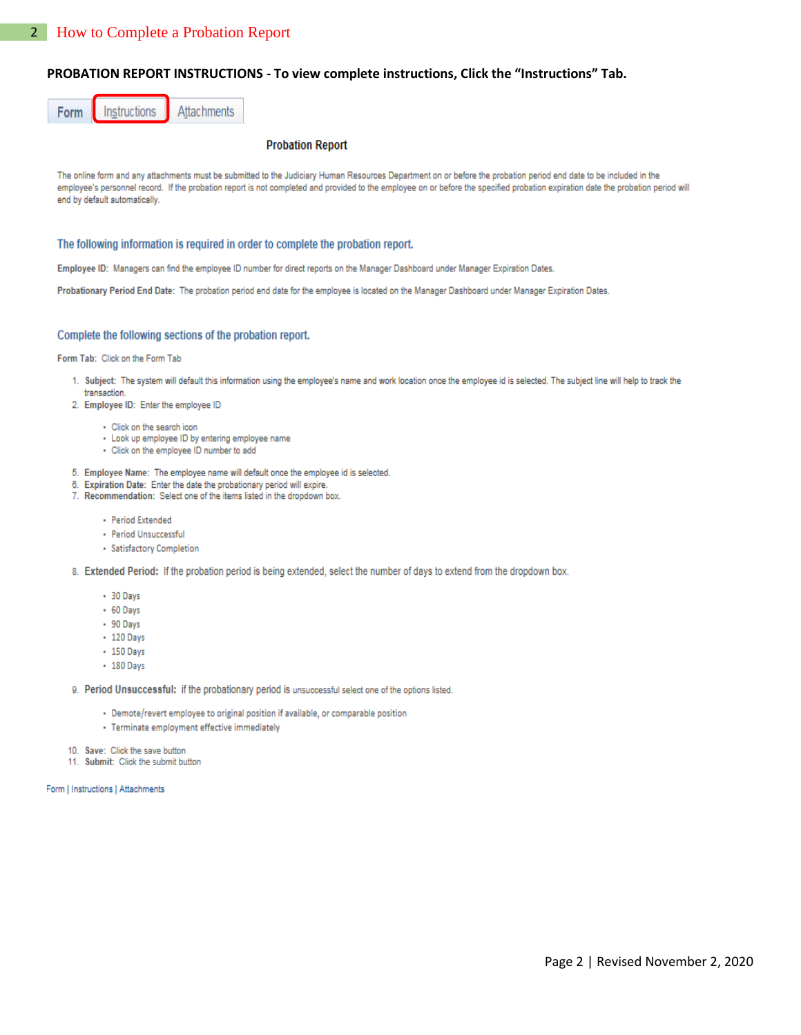**PROBATION REPORT INSTRUCTIONS - To view complete instructions, Click the "Instructions" Tab.**

Form | Instructions | Attachments

## Probation Report

The online form and any attachments must be submitted to the Judiciary Human Resources Department on or before the probation period end date to be included in the employee's personnel record. If the probation report is not completed and provided to the employee on or before the specified probation expiration date the probation period will end by default automatically.

### The following information is required in order to complete the probation report.

**Employee ID:** Managers can find the employee ID number for direct reports on the Manager Dashboard under Manager Expiration Dates.

**Probationary Period End Date:** The probation period end date for the employee is located on the Manager Dashboard under Manager Expiration Dates.

### Complete the following sections of the probation report.

**Form Tab:** Click on the Form Tab

1. **Subject:** The system will default this information using the employee's name and work location once the employee id is selected. The subject line will help to track the transaction.
2. **Employee ID:** Enter the employee ID
   - Click on the search icon
   - Look up employee ID by entering employee name
   - Click on the employee ID number to add

5. **Employee Name:** The employee name will default once the employee id is selected.
6. **Expiration Date:** Enter the date the probationary period will expire.
7. **Recommendation:** Select one of the items listed in the dropdown box.
   - Period Extended
   - Period Unsuccessful
   - Satisfactory Completion
8. **Extended Period:** If the probation period is being extended, select the number of days to extend from the dropdown box.
   - 30 Days
   - 60 Days
   - 90 Days
   - 120 Days
   - 150 Days
   - 180 Days
9. **Period Unsuccessful:** if the probationary period is unsuccessful select one of the options listed.
   - Demote/revert employee to original position if available, or comparable position
   - Terminate employment effective immediately
10. **Save:** Click the save button
11. **Submit:** Click the submit button

Form | Instructions | Attachments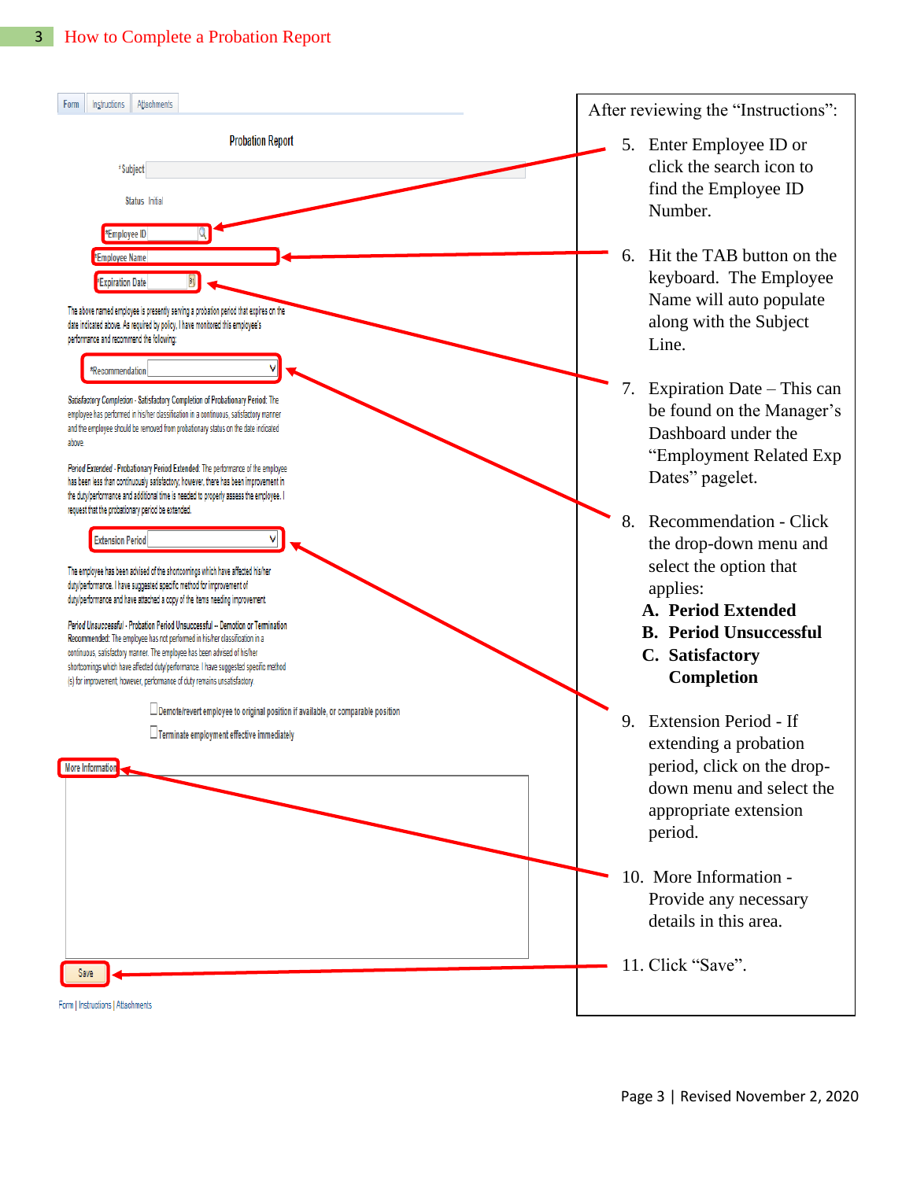## 3 How to Complete a Probation Report

Form | Instructions | Attachments

**Probation Report**

*Subject

Status Initial

*Employee ID

*Employee Name

*Expiration Date

The above named employee is presently serving a probation period that expires on the date indicated above. As required by policy, I have monitored this employee's performance and recommend the following:

*Recommendation

*Satisfactory Completion* - Satisfactory Completion of Probationary Period: The employee has performed in his/her classification in a continuous, satisfactory manner and the employee should be removed from probationary status on the date indicated above.

*Period Extended* - Probationary Period Extended: The performance of the employee has been less than continuously satisfactory; however, there has been improvement in the duty/performance and additional time is needed to properly assess the employee. I request that the probationary period be extended.

Extension Period

The employee has been advised of the shortcomings which have affected his/her duty/performance. I have suggested specific method for improvement of duty/performance and have attached a copy of the items needing improvement.

*Period Unsuccessful* - Probation Period Unsuccessful – Demotion or Termination Recommended: The employee has not performed in his/her classification in a continuous, satisfactory manner. The employee has been advised of his/her shortcomings which have affected duty/performance. I have suggested specific method (s) for improvement; however, performance of duty remains unsatisfactory.

☐ Demote/revert employee to original position if available, or comparable position

☐ Terminate employment effective immediately

More Information

Save

Form | Instructions | Attachments

After reviewing the "Instructions":

5. Enter Employee ID or click the search icon to find the Employee ID Number.
6. Hit the TAB button on the keyboard. The Employee Name will auto populate along with the Subject Line.
7. Expiration Date – This can be found on the Manager's Dashboard under the "Employment Related Exp Dates" pagelet.
8. Recommendation - Click the drop-down menu and select the option that applies:
   - **A. Period Extended**
   - **B. Period Unsuccessful**
   - **C. Satisfactory Completion**
9. Extension Period - If extending a probation period, click on the drop-down menu and select the appropriate extension period.
10. More Information - Provide any necessary details in this area.
11. Click "Save".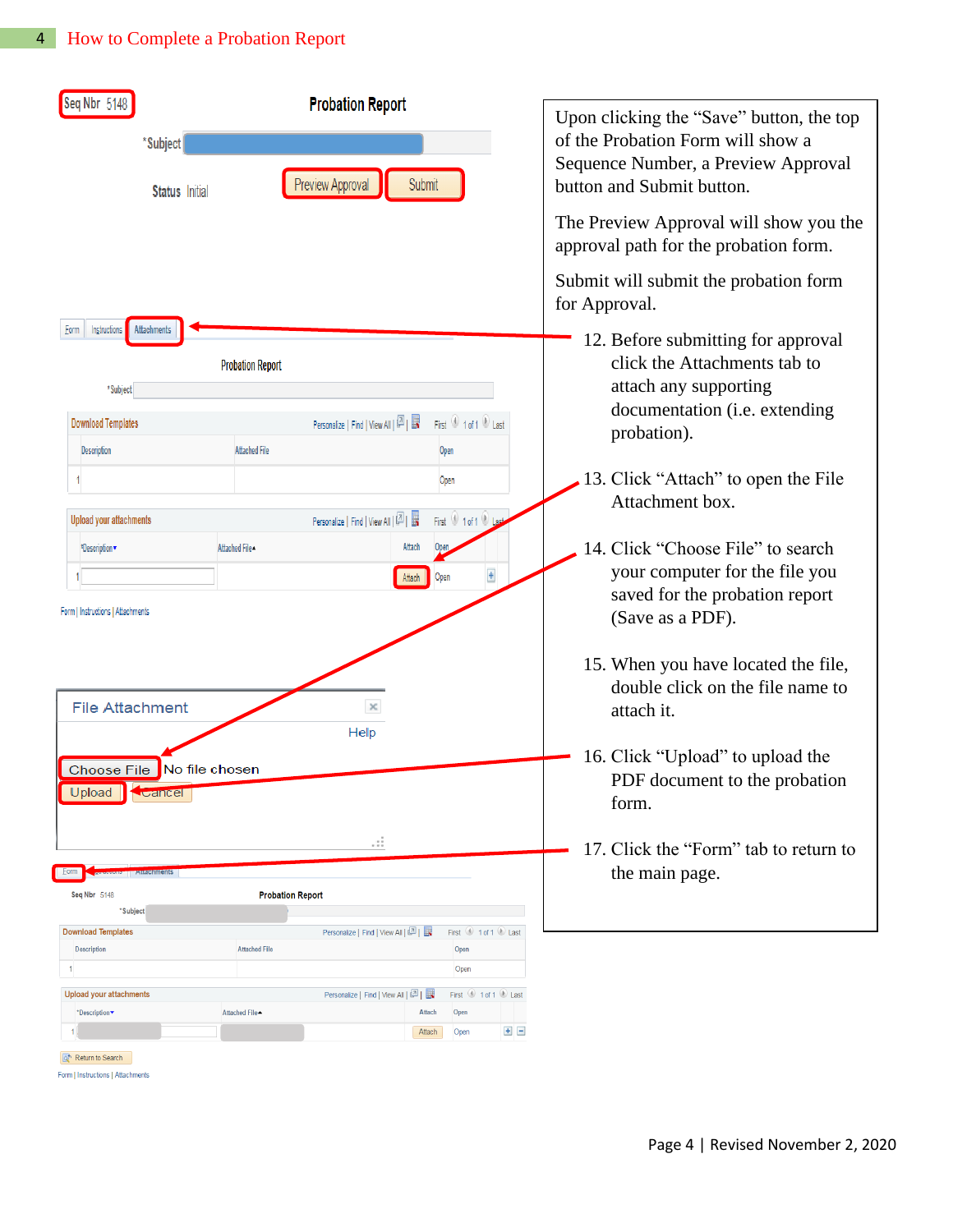Upon clicking the “Save” button, the top of the Probation Form will show a Sequence Number, a Preview Approval button and Submit button.

The Preview Approval will show you the approval path for the probation form.

Submit will submit the probation form for Approval.

12. Before submitting for approval click the Attachments tab to attach any supporting documentation (i.e. extending probation).
13. Click “Attach” to open the File Attachment box.
14. Click “Choose File” to search your computer for the file you saved for the probation report (Save as a PDF).
15. When you have located the file, double click on the file name to attach it.
16. Click “Upload” to upload the PDF document to the probation form.
17. Click the “Form” tab to return to the main page.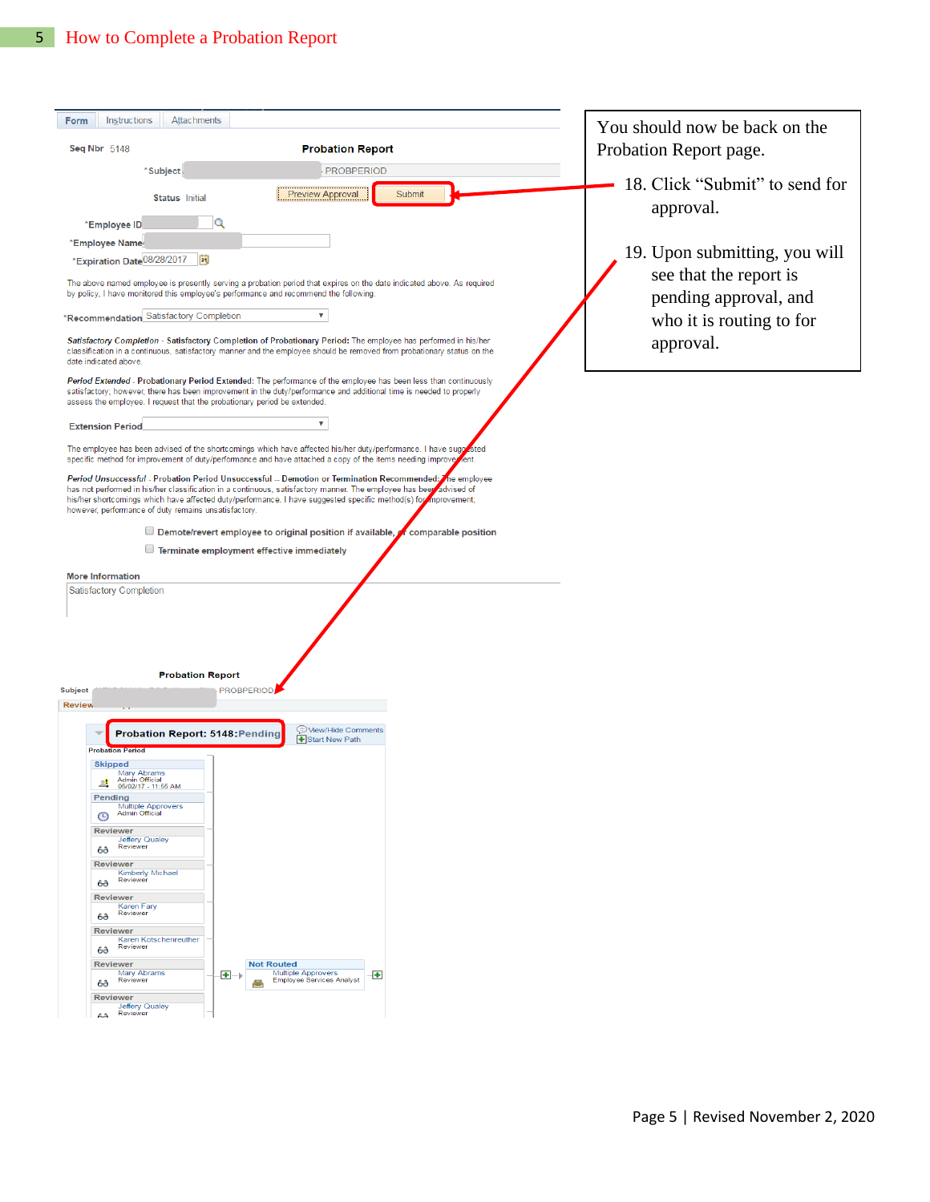# 5 How to Complete a Probation Report

You should now be back on the Probation Report page.

18. Click "Submit" to send for approval.

19. Upon submitting, you will see that the report is pending approval, and who it is routing to for approval.

Form | Instructions | Attachments

Seq Nbr 5148

Probation Report

*Subject PROBPERIOD

Status Initial

Preview Approval

Submit

*Employee ID

*Employee Name

*Expiration Date 08/28/2017

The above named employee is presently serving a probation period that expires on the date indicated above. As required by policy, I have monitored this employee's performance and recommend the following.

*Recommendation Satisfactory Completion

*Satisfactory Completion* - Satisfactory Completion of Probationary Period: The employee has performed in his/her classification in a continuous, satisfactory manner and the employee should be removed from probationary status on the date indicated above.

*Period Extended* - Probationary Period Extended: The performance of the employee has been less than continuously satisfactory; however, there has been improvement in the duty/performance and additional time is needed to properly assess the employee. I request that the probationary period be extended.

Extension Period

The employee has been advised of the shortcomings which have affected his/her duty/performance. I have suggested specific method for improvement of duty/performance and have attached a copy of the items needing improvement.

*Period Unsuccessful* - Probation Period Unsuccessful -- Demotion or Termination Recommended: The employee has not performed in his/her classification in a continuous, satisfactory manner. The employee has been advised of his/her shortcomings which have affected duty/performance. I have suggested specific method(s) for improvement; however, performance of duty remains unsatisfactory.

Demote/revert employee to original position if available, or comparable position

Terminate employment effective immediately

More Information

Satisfactory Completion

Probation Report

Subject PROBPERIOD

Review

Probation Report: 5148:Pending

View/Hide Comments

Start New Path

Probation Period

Skipped
Mary Abrams
Admin Official
05/02/17 - 11:55 AM

Pending
Multiple Approvers
Admin Official

Reviewer
Jeffery Qualey
Reviewer

Reviewer
Kimberly Michael
Reviewer

Reviewer
Karen Fary
Reviewer

Reviewer
Karen Kotschenreuther
Reviewer

Reviewer
Mary Abrams
Reviewer

Reviewer
Jeffery Qualey
Reviewer

Not Routed
Multiple Approvers
Employee Services Analyst